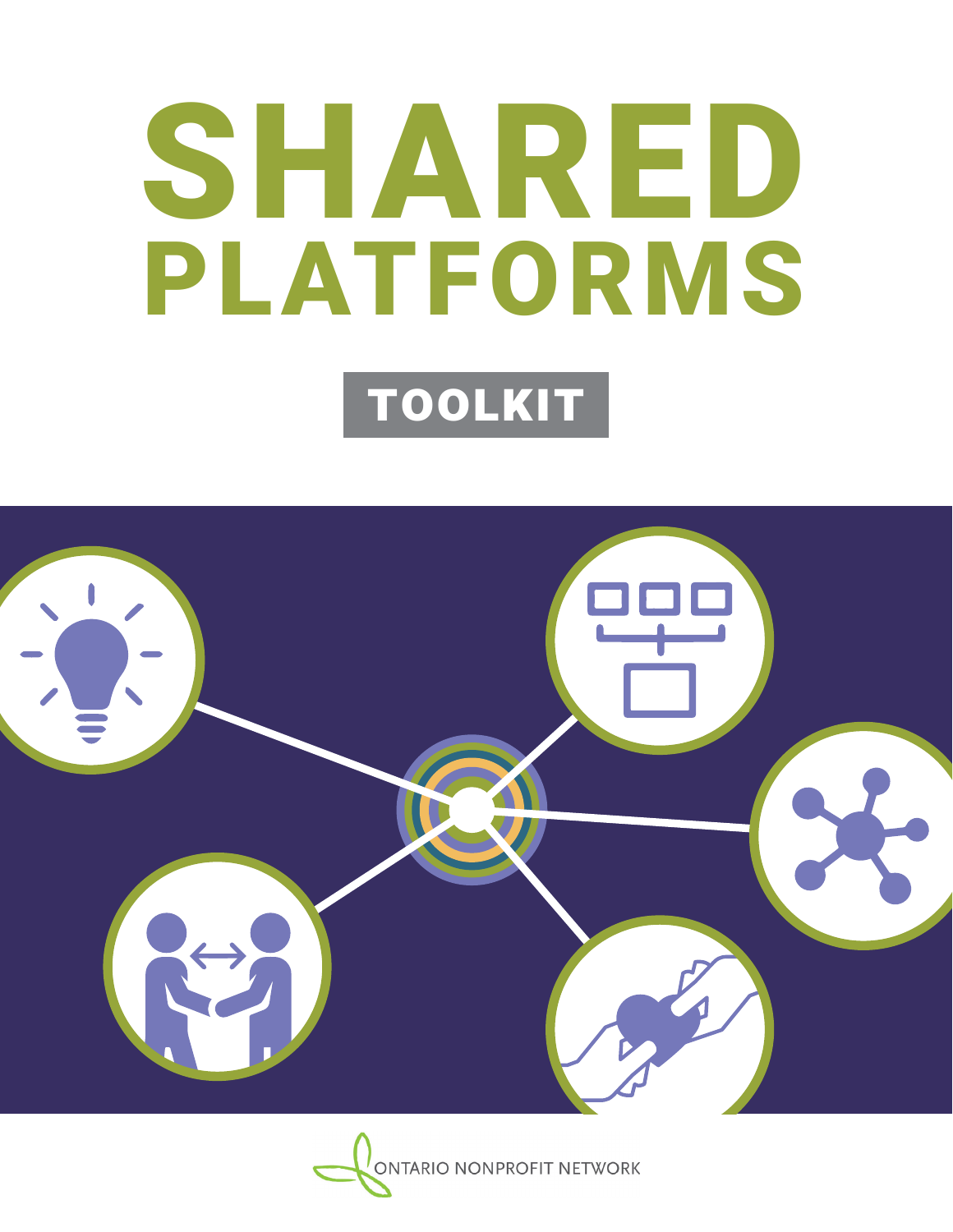# SHARED PLATFORMS

## TOOLKIT

ONTARIO NONPROFIT NETWORK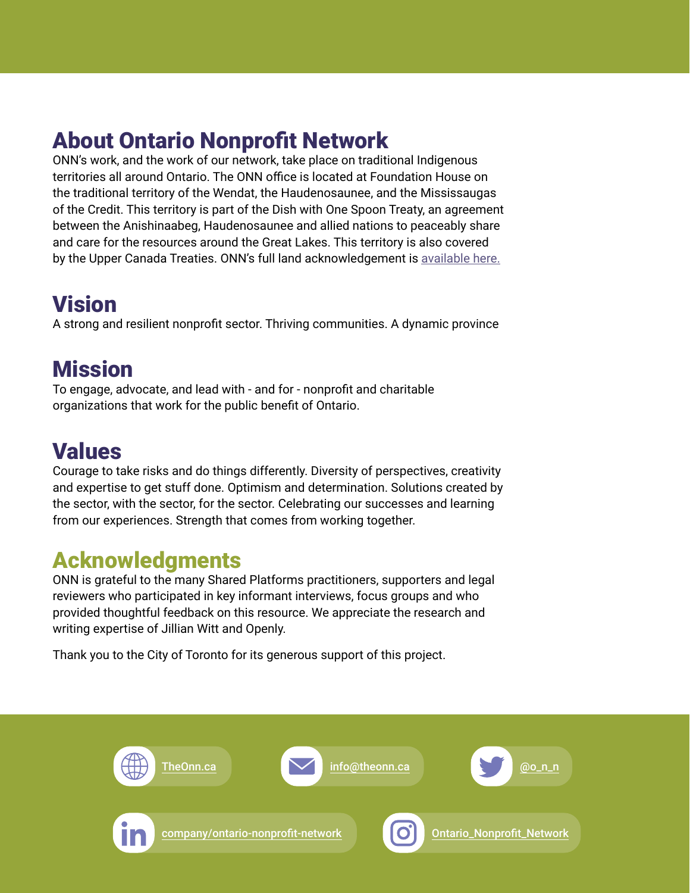## About Ontario Nonprofit Network

ONN's work, and the work of our network, take place on traditional Indigenous territories all around Ontario. The ONN office is located at Foundation House on the traditional territory of the Wendat, the Haudenosaunee, and the Mississaugas of the Credit. This territory is part of the Dish with One Spoon Treaty, an agreement between the Anishinaabeg, Haudenosaunee and allied nations to peaceably share and care for the resources around the Great Lakes. This territory is also covered by the Upper Canada Treaties. ONN's full land acknowledgement is available here.

## Vision

A strong and resilient nonprofit sector. Thriving communities. A dynamic province

## Mission

To engage, advocate, and lead with - and for - nonprofit and charitable organizations that work for the public benefit of Ontario.

## Values

Courage to take risks and do things differently. Diversity of perspectives, creativity and expertise to get stuff done. Optimism and determination. Solutions created by the sector, with the sector, for the sector. Celebrating our successes and learning from our experiences. Strength that comes from working together.

## Acknowledgments

ONN is grateful to the many Shared Platforms practitioners, supporters and legal reviewers who participated in key informant interviews, focus groups and who provided thoughtful feedback on this resource. We appreciate the research and writing expertise of Jillian Witt and Openly.

Thank you to the City of Toronto for its generous support of this project.

TheOnn.ca

info@theonn.ca

@o_n_n

company/ontario-nonprofit-network

Ontario_Nonprofit_Network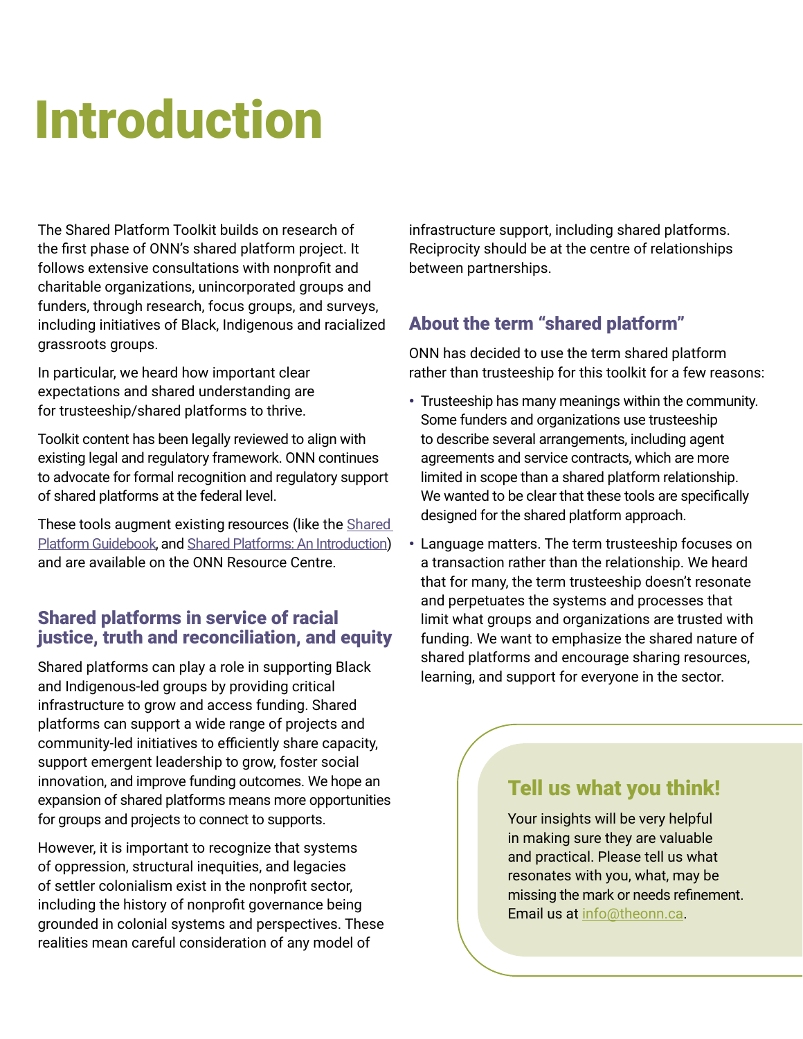# Introduction

The Shared Platform Toolkit builds on research of the first phase of ONN's shared platform project. It follows extensive consultations with nonprofit and charitable organizations, unincorporated groups and funders, through research, focus groups, and surveys, including initiatives of Black, Indigenous and racialized grassroots groups.

In particular, we heard how important clear expectations and shared understanding are for trusteeship/shared platforms to thrive.

Toolkit content has been legally reviewed to align with existing legal and regulatory framework. ONN continues to advocate for formal recognition and regulatory support of shared platforms at the federal level.

These tools augment existing resources (like the Shared Platform Guidebook, and Shared Platforms: An Introduction) and are available on the ONN Resource Centre.

## Shared platforms in service of racial justice, truth and reconciliation, and equity

Shared platforms can play a role in supporting Black and Indigenous-led groups by providing critical infrastructure to grow and access funding. Shared platforms can support a wide range of projects and community-led initiatives to efficiently share capacity, support emergent leadership to grow, foster social innovation, and improve funding outcomes. We hope an expansion of shared platforms means more opportunities for groups and projects to connect to supports.

However, it is important to recognize that systems of oppression, structural inequities, and legacies of settler colonialism exist in the nonprofit sector, including the history of nonprofit governance being grounded in colonial systems and perspectives. These realities mean careful consideration of any model of infrastructure support, including shared platforms. Reciprocity should be at the centre of relationships between partnerships.

## About the term "shared platform"

ONN has decided to use the term shared platform rather than trusteeship for this toolkit for a few reasons:

- Trusteeship has many meanings within the community. Some funders and organizations use trusteeship to describe several arrangements, including agent agreements and service contracts, which are more limited in scope than a shared platform relationship. We wanted to be clear that these tools are specifically designed for the shared platform approach.
- Language matters. The term trusteeship focuses on a transaction rather than the relationship. We heard that for many, the term trusteeship doesn't resonate and perpetuates the systems and processes that limit what groups and organizations are trusted with funding. We want to emphasize the shared nature of shared platforms and encourage sharing resources, learning, and support for everyone in the sector.

## Tell us what you think!

Your insights will be very helpful in making sure they are valuable and practical. Please tell us what resonates with you, what, may be missing the mark or needs refinement. Email us at info@theonn.ca.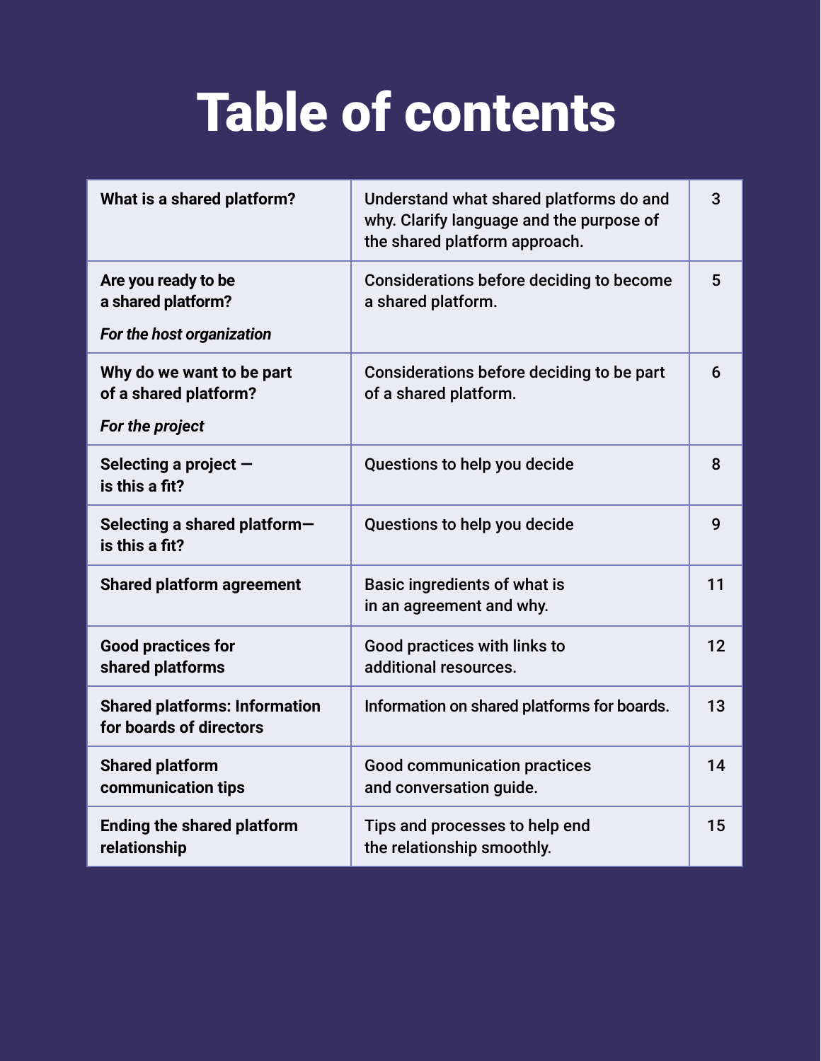# Table of contents

| | | |
|---|---|---|
| **What is a shared platform?** | Understand what shared platforms do and why. Clarify language and the purpose of the shared platform approach. | 3 |
| **Are you ready to be a shared platform?** *For the host organization* | Considerations before deciding to become a shared platform. | 5 |
| **Why do we want to be part of a shared platform?** *For the project* | Considerations before deciding to be part of a shared platform. | 6 |
| **Selecting a project — is this a fit?** | Questions to help you decide | 8 |
| **Selecting a shared platform— is this a fit?** | Questions to help you decide | 9 |
| **Shared platform agreement** | Basic ingredients of what is in an agreement and why. | 11 |
| **Good practices for shared platforms** | Good practices with links to additional resources. | 12 |
| **Shared platforms: Information for boards of directors** | Information on shared platforms for boards. | 13 |
| **Shared platform communication tips** | Good communication practices and conversation guide. | 14 |
| **Ending the shared platform relationship** | Tips and processes to help end the relationship smoothly. | 15 |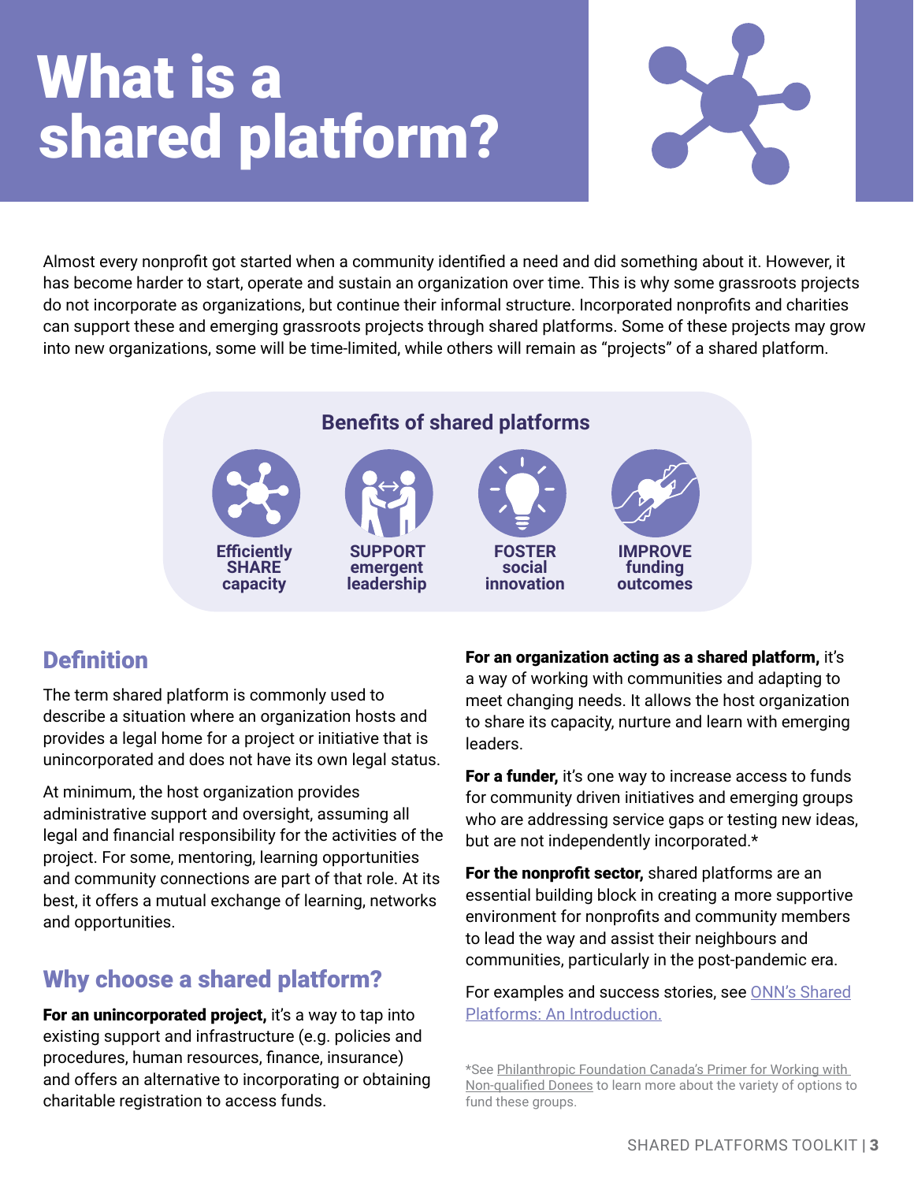# What is a shared platform?

Almost every nonprofit got started when a community identified a need and did something about it. However, it has become harder to start, operate and sustain an organization over time. This is why some grassroots projects do not incorporate as organizations, but continue their informal structure. Incorporated nonprofits and charities can support these and emerging grassroots projects through shared platforms. Some of these projects may grow into new organizations, some will be time-limited, while others will remain as "projects" of a shared platform.

**Benefits of shared platforms**

- Efficiently SHARE capacity
- SUPPORT emergent leadership
- FOSTER social innovation
- IMPROVE funding outcomes

## Definition

The term shared platform is commonly used to describe a situation where an organization hosts and provides a legal home for a project or initiative that is unincorporated and does not have its own legal status.

At minimum, the host organization provides administrative support and oversight, assuming all legal and financial responsibility for the activities of the project. For some, mentoring, learning opportunities and community connections are part of that role. At its best, it offers a mutual exchange of learning, networks and opportunities.

## Why choose a shared platform?

**For an unincorporated project,** it's a way to tap into existing support and infrastructure (e.g. policies and procedures, human resources, finance, insurance) and offers an alternative to incorporating or obtaining charitable registration to access funds.

**For an organization acting as a shared platform,** it's a way of working with communities and adapting to meet changing needs. It allows the host organization to share its capacity, nurture and learn with emerging leaders.

**For a funder,** it's one way to increase access to funds for community driven initiatives and emerging groups who are addressing service gaps or testing new ideas, but are not independently incorporated.*

**For the nonprofit sector,** shared platforms are an essential building block in creating a more supportive environment for nonprofits and community members to lead the way and assist their neighbours and communities, particularly in the post-pandemic era.

For examples and success stories, see ONN's Shared Platforms: An Introduction.

*See Philanthropic Foundation Canada's Primer for Working with Non-qualified Donees to learn more about the variety of options to fund these groups.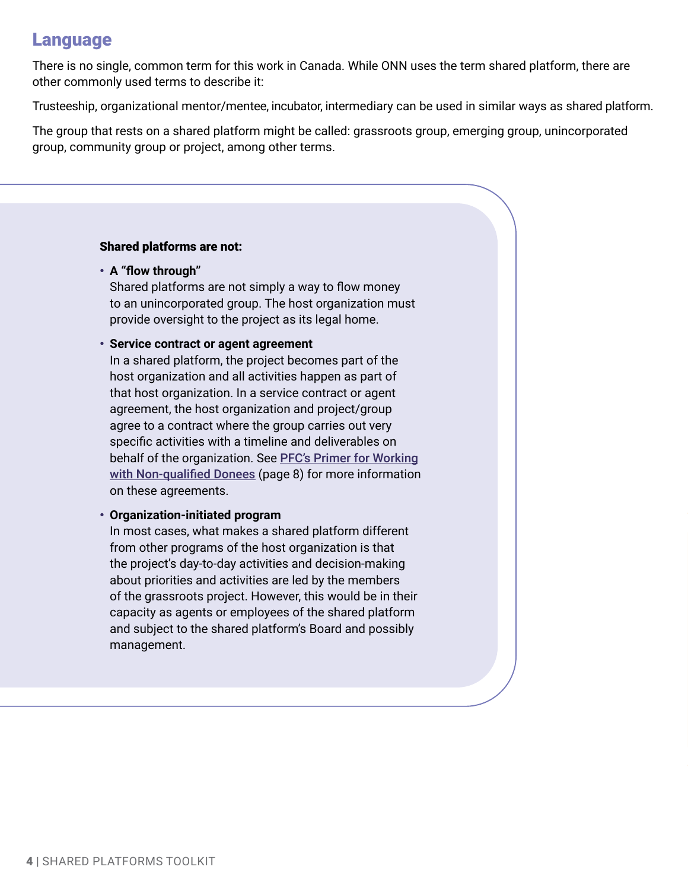## Language

There is no single, common term for this work in Canada. While ONN uses the term shared platform, there are other commonly used terms to describe it:

Trusteeship, organizational mentor/mentee, incubator, intermediary can be used in similar ways as shared platform.

The group that rests on a shared platform might be called: grassroots group, emerging group, unincorporated group, community group or project, among other terms.

**Shared platforms are not:**

- **A "flow through"**
  Shared platforms are not simply a way to flow money to an unincorporated group. The host organization must provide oversight to the project as its legal home.
- **Service contract or agent agreement**
  In a shared platform, the project becomes part of the host organization and all activities happen as part of that host organization. In a service contract or agent agreement, the host organization and project/group agree to a contract where the group carries out very specific activities with a timeline and deliverables on behalf of the organization. See PFC's Primer for Working with Non-qualified Donees (page 8) for more information on these agreements.
- **Organization-initiated program**
  In most cases, what makes a shared platform different from other programs of the host organization is that the project's day-to-day activities and decision-making about priorities and activities are led by the members of the grassroots project. However, this would be in their capacity as agents or employees of the shared platform and subject to the shared platform's Board and possibly management.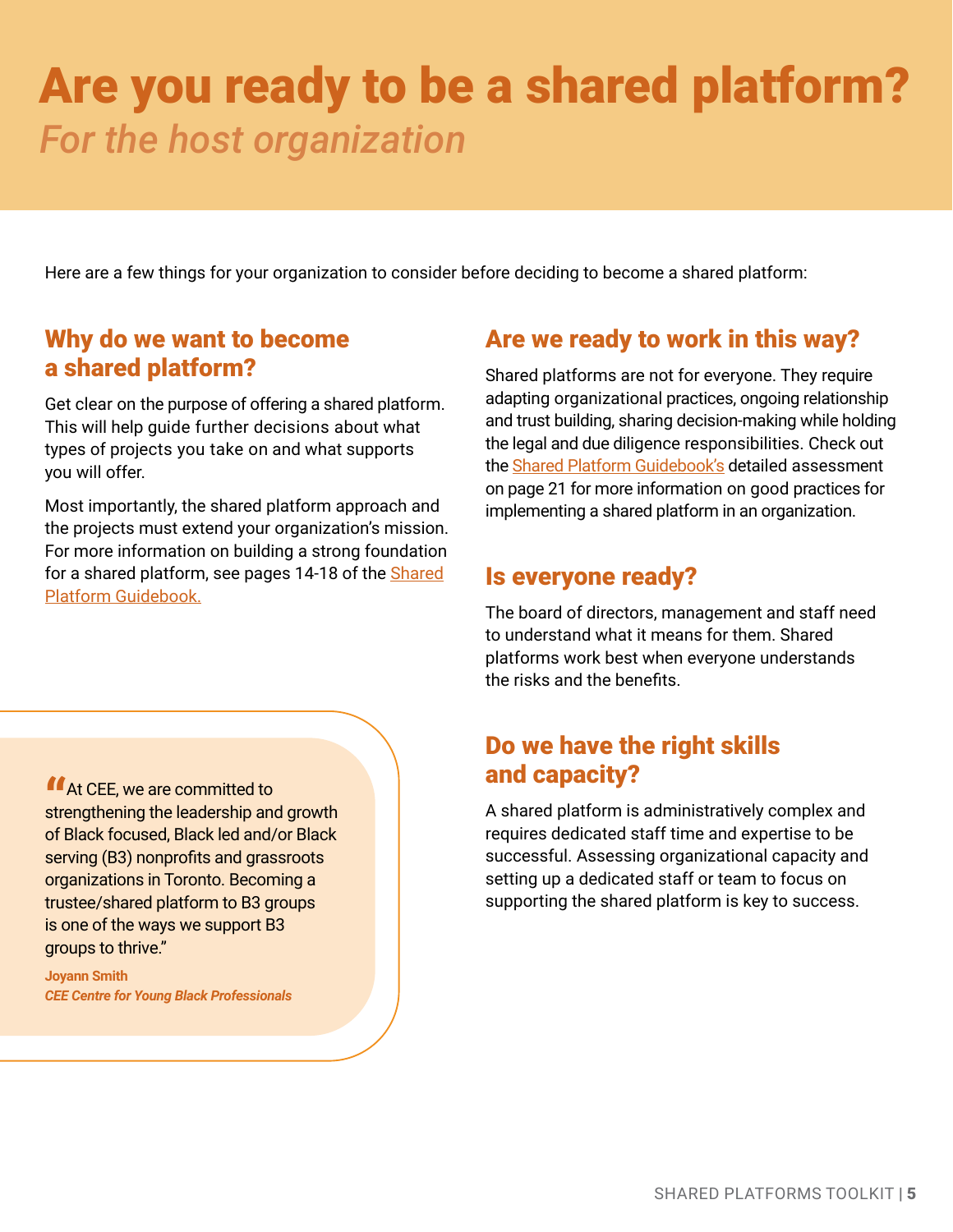# Are you ready to be a shared platform?

*For the host organization*

Here are a few things for your organization to consider before deciding to become a shared platform:

## Why do we want to become a shared platform?

Get clear on the purpose of offering a shared platform. This will help guide further decisions about what types of projects you take on and what supports you will offer.

Most importantly, the shared platform approach and the projects must extend your organization's mission. For more information on building a strong foundation for a shared platform, see pages 14-18 of the Shared Platform Guidebook.

> "At CEE, we are committed to strengthening the leadership and growth of Black focused, Black led and/or Black serving (B3) nonprofits and grassroots organizations in Toronto. Becoming a trustee/shared platform to B3 groups is one of the ways we support B3 groups to thrive."
>
> **Joyann Smith**
> ***CEE Centre for Young Black Professionals***

## Are we ready to work in this way?

Shared platforms are not for everyone. They require adapting organizational practices, ongoing relationship and trust building, sharing decision-making while holding the legal and due diligence responsibilities. Check out the Shared Platform Guidebook's detailed assessment on page 21 for more information on good practices for implementing a shared platform in an organization.

## Is everyone ready?

The board of directors, management and staff need to understand what it means for them. Shared platforms work best when everyone understands the risks and the benefits.

## Do we have the right skills and capacity?

A shared platform is administratively complex and requires dedicated staff time and expertise to be successful. Assessing organizational capacity and setting up a dedicated staff or team to focus on supporting the shared platform is key to success.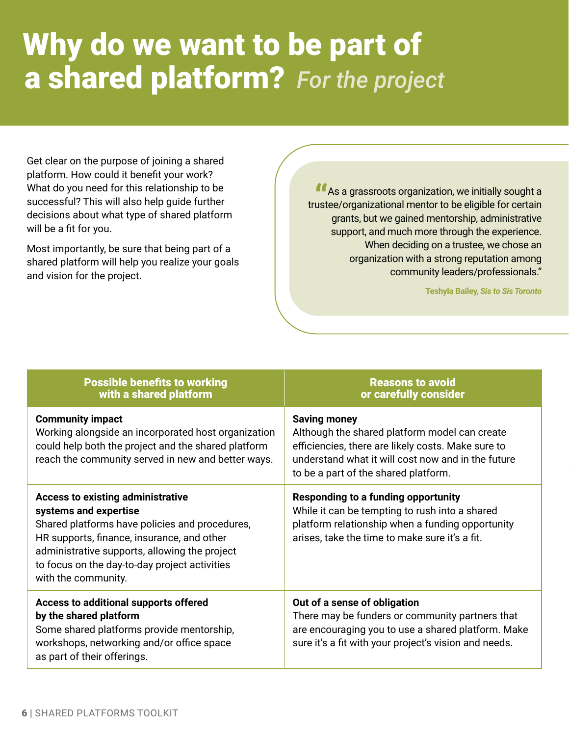# Why do we want to be part of a shared platform? *For the project*

Get clear on the purpose of joining a shared platform. How could it benefit your work? What do you need for this relationship to be successful? This will also help guide further decisions about what type of shared platform will be a fit for you.

Most importantly, be sure that being part of a shared platform will help you realize your goals and vision for the project.

> "As a grassroots organization, we initially sought a trustee/organizational mentor to be eligible for certain grants, but we gained mentorship, administrative support, and much more through the experience. When deciding on a trustee, we chose an organization with a strong reputation among community leaders/professionals."
>
> **Teshyla Bailey, *Sis to Sis Toronto***

| Possible benefits to working with a shared platform | Reasons to avoid or carefully consider |
| --- | --- |
| **Community impact**<br>Working alongside an incorporated host organization could help both the project and the shared platform reach the community served in new and better ways. | **Saving money**<br>Although the shared platform model can create efficiencies, there are likely costs. Make sure to understand what it will cost now and in the future to be a part of the shared platform. |
| **Access to existing administrative systems and expertise**<br>Shared platforms have policies and procedures, HR supports, finance, insurance, and other administrative supports, allowing the project to focus on the day-to-day project activities with the community. | **Responding to a funding opportunity**<br>While it can be tempting to rush into a shared platform relationship when a funding opportunity arises, take the time to make sure it's a fit. |
| **Access to additional supports offered by the shared platform**<br>Some shared platforms provide mentorship, workshops, networking and/or office space as part of their offerings. | **Out of a sense of obligation**<br>There may be funders or community partners that are encouraging you to use a shared platform. Make sure it's a fit with your project's vision and needs. |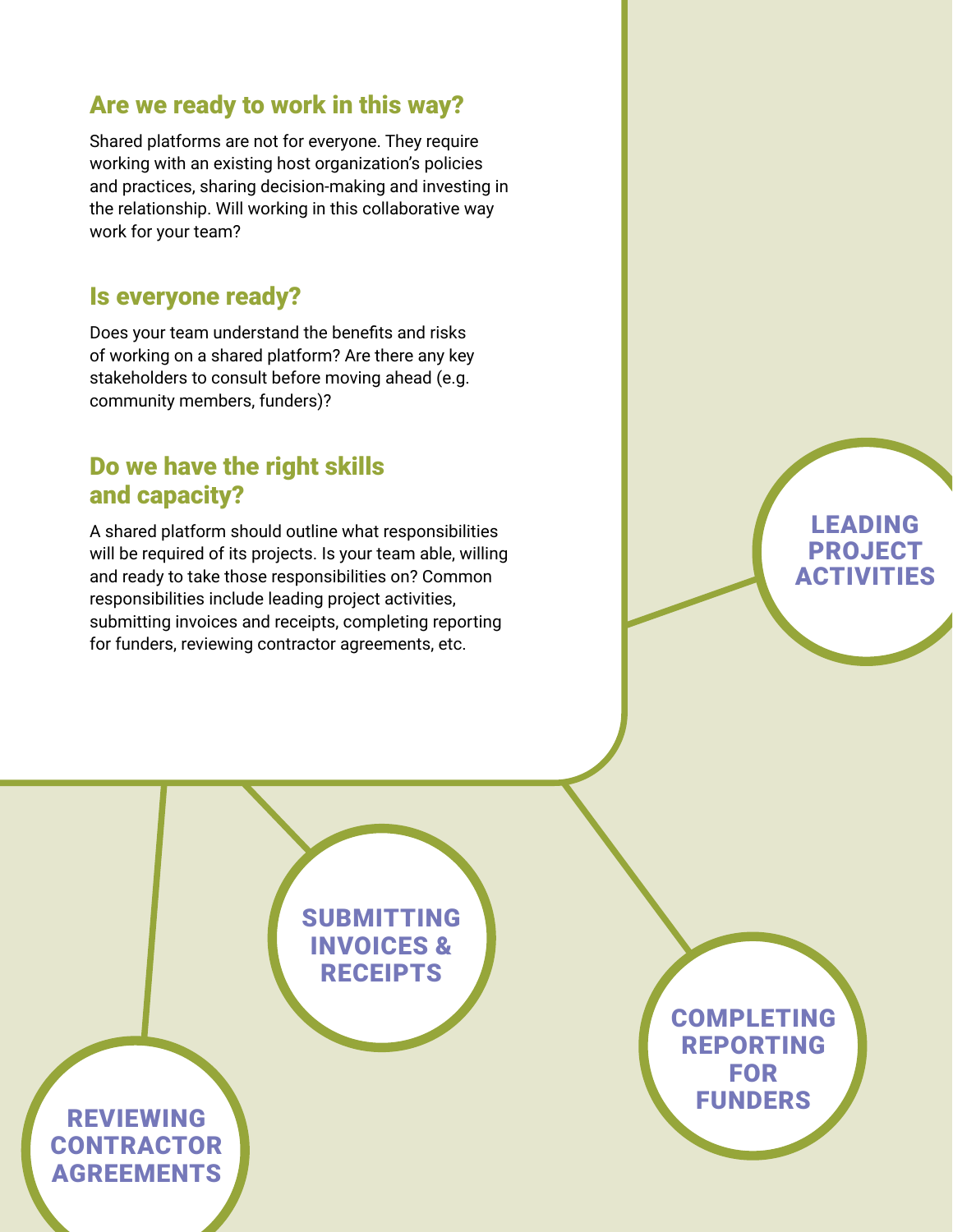## Are we ready to work in this way?

Shared platforms are not for everyone. They require working with an existing host organization's policies and practices, sharing decision-making and investing in the relationship. Will working in this collaborative way work for your team?

## Is everyone ready?

Does your team understand the benefits and risks of working on a shared platform? Are there any key stakeholders to consult before moving ahead (e.g. community members, funders)?

## Do we have the right skills and capacity?

A shared platform should outline what responsibilities will be required of its projects. Is your team able, willing and ready to take those responsibilities on? Common responsibilities include leading project activities, submitting invoices and receipts, completing reporting for funders, reviewing contractor agreements, etc.

LEADING PROJECT ACTIVITIES

SUBMITTING INVOICES & RECEIPTS

COMPLETING REPORTING FOR FUNDERS

REVIEWING CONTRACTOR AGREEMENTS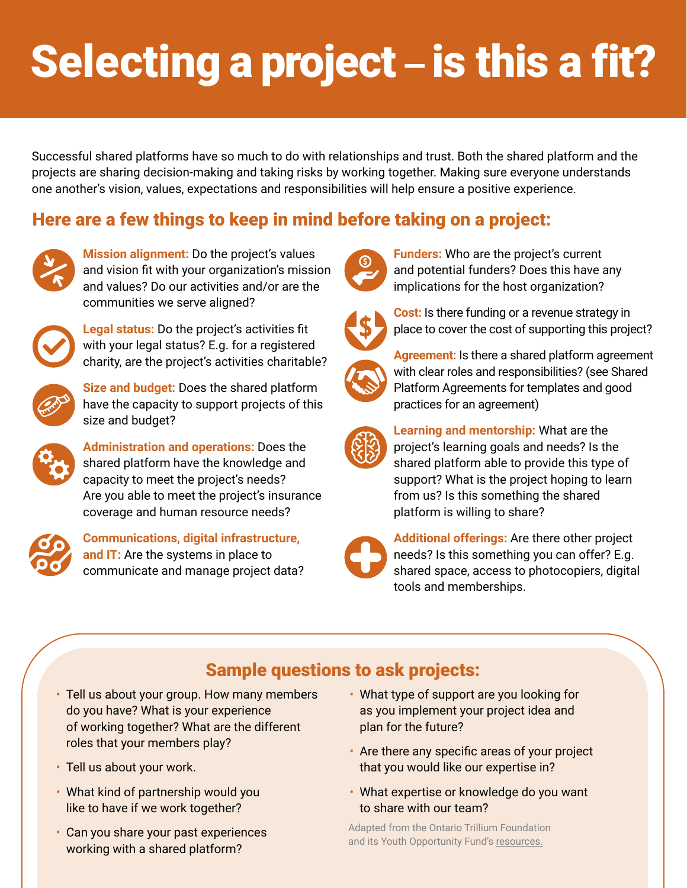# Selecting a project – is this a fit?

Successful shared platforms have so much to do with relationships and trust. Both the shared platform and the projects are sharing decision-making and taking risks by working together. Making sure everyone understands one another's vision, values, expectations and responsibilities will help ensure a positive experience.

## Here are a few things to keep in mind before taking on a project:

**Mission alignment:** Do the project's values and vision fit with your organization's mission and values? Do our activities and/or are the communities we serve aligned?

**Legal status:** Do the project's activities fit with your legal status? E.g. for a registered charity, are the project's activities charitable?

**Size and budget:** Does the shared platform have the capacity to support projects of this size and budget?

**Administration and operations:** Does the shared platform have the knowledge and capacity to meet the project's needs? Are you able to meet the project's insurance coverage and human resource needs?

**Communications, digital infrastructure, and IT:** Are the systems in place to communicate and manage project data?

**Funders:** Who are the project's current and potential funders? Does this have any implications for the host organization?

**Cost:** Is there funding or a revenue strategy in place to cover the cost of supporting this project?

**Agreement:** Is there a shared platform agreement with clear roles and responsibilities? (see Shared Platform Agreements for templates and good practices for an agreement)

**Learning and mentorship:** What are the project's learning goals and needs? Is the shared platform able to provide this type of support? What is the project hoping to learn from us? Is this something the shared platform is willing to share?

**Additional offerings:** Are there other project needs? Is this something you can offer? E.g. shared space, access to photocopiers, digital tools and memberships.

## Sample questions to ask projects:

- Tell us about your group. How many members do you have? What is your experience of working together? What are the different roles that your members play?
- Tell us about your work.
- What kind of partnership would you like to have if we work together?
- Can you share your past experiences working with a shared platform?
- What type of support are you looking for as you implement your project idea and plan for the future?
- Are there any specific areas of your project that you would like our expertise in?
- What expertise or knowledge do you want to share with our team?

Adapted from the Ontario Trillium Foundation and its Youth Opportunity Fund's resources.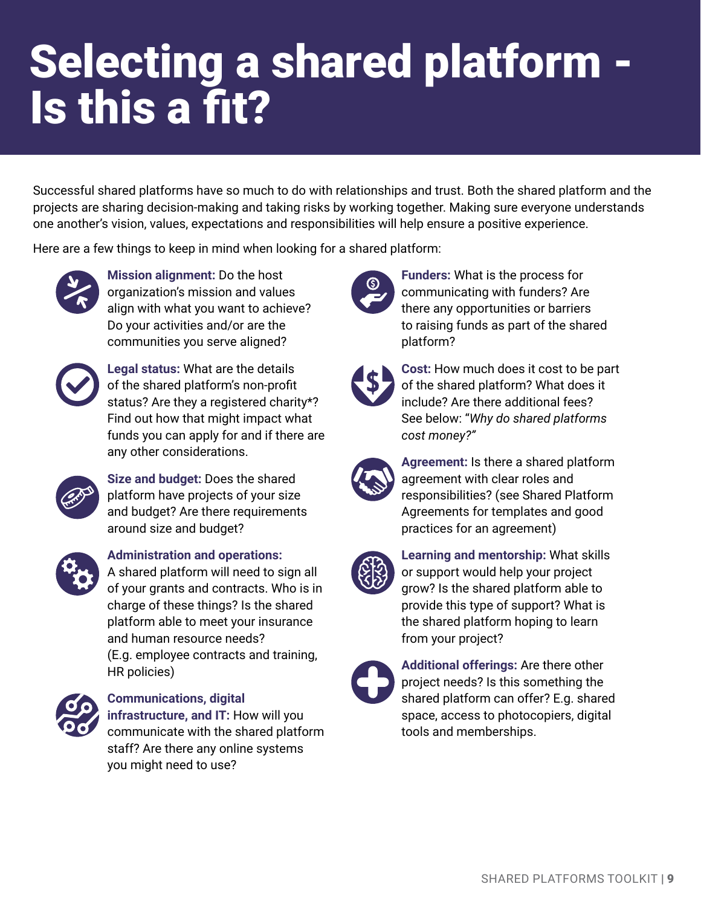# Selecting a shared platform - Is this a fit?

Successful shared platforms have so much to do with relationships and trust. Both the shared platform and the projects are sharing decision-making and taking risks by working together. Making sure everyone understands one another's vision, values, expectations and responsibilities will help ensure a positive experience.

Here are a few things to keep in mind when looking for a shared platform:

**Mission alignment:** Do the host organization's mission and values align with what you want to achieve? Do your activities and/or are the communities you serve aligned?

**Legal status:** What are the details of the shared platform's non-profit status? Are they a registered charity*? Find out how that might impact what funds you can apply for and if there are any other considerations.

**Size and budget:** Does the shared platform have projects of your size and budget? Are there requirements around size and budget?

**Administration and operations:** A shared platform will need to sign all of your grants and contracts. Who is in charge of these things? Is the shared platform able to meet your insurance and human resource needs? (E.g. employee contracts and training, HR policies)

**Communications, digital infrastructure, and IT:** How will you communicate with the shared platform staff? Are there any online systems you might need to use?

**Funders:** What is the process for communicating with funders? Are there any opportunities or barriers to raising funds as part of the shared platform?

**Cost:** How much does it cost to be part of the shared platform? What does it include? Are there additional fees? See below: "*Why do shared platforms cost money?*"

**Agreement:** Is there a shared platform agreement with clear roles and responsibilities? (see Shared Platform Agreements for templates and good practices for an agreement)

**Learning and mentorship:** What skills or support would help your project grow? Is the shared platform able to provide this type of support? What is the shared platform hoping to learn from your project?

**Additional offerings:** Are there other project needs? Is this something the shared platform can offer? E.g. shared space, access to photocopiers, digital tools and memberships.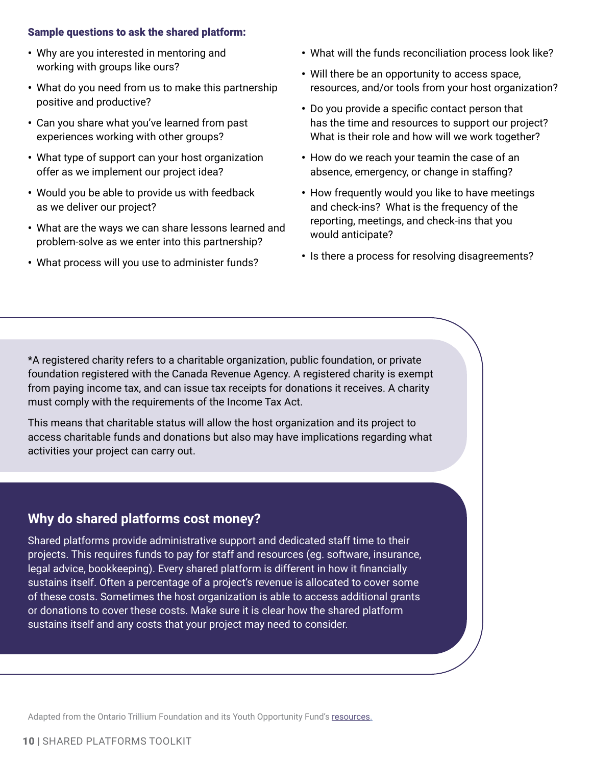**Sample questions to ask the shared platform:**

- Why are you interested in mentoring and working with groups like ours?
- What do you need from us to make this partnership positive and productive?
- Can you share what you've learned from past experiences working with other groups?
- What type of support can your host organization offer as we implement our project idea?
- Would you be able to provide us with feedback as we deliver our project?
- What are the ways we can share lessons learned and problem-solve as we enter into this partnership?
- What process will you use to administer funds?
- What will the funds reconciliation process look like?
- Will there be an opportunity to access space, resources, and/or tools from your host organization?
- Do you provide a specific contact person that has the time and resources to support our project? What is their role and how will we work together?
- How do we reach your teamin the case of an absence, emergency, or change in staffing?
- How frequently would you like to have meetings and check-ins? What is the frequency of the reporting, meetings, and check-ins that you would anticipate?
- Is there a process for resolving disagreements?

*A registered charity refers to a charitable organization, public foundation, or private foundation registered with the Canada Revenue Agency. A registered charity is exempt from paying income tax, and can issue tax receipts for donations it receives. A charity must comply with the requirements of the Income Tax Act.

This means that charitable status will allow the host organization and its project to access charitable funds and donations but also may have implications regarding what activities your project can carry out.

## Why do shared platforms cost money?

Shared platforms provide administrative support and dedicated staff time to their projects. This requires funds to pay for staff and resources (eg. software, insurance, legal advice, bookkeeping). Every shared platform is different in how it financially sustains itself. Often a percentage of a project's revenue is allocated to cover some of these costs. Sometimes the host organization is able to access additional grants or donations to cover these costs. Make sure it is clear how the shared platform sustains itself and any costs that your project may need to consider.

Adapted from the Ontario Trillium Foundation and its Youth Opportunity Fund's resources.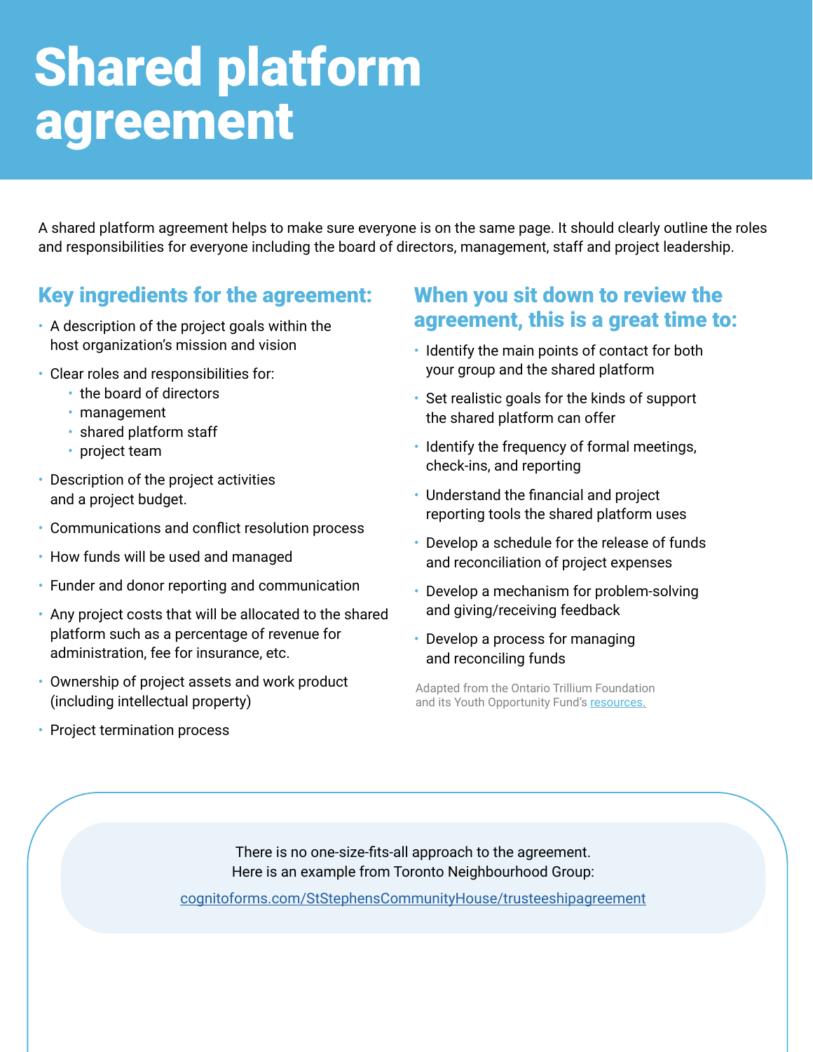# Shared platform agreement

A shared platform agreement helps to make sure everyone is on the same page. It should clearly outline the roles and responsibilities for everyone including the board of directors, management, staff and project leadership.

## Key ingredients for the agreement:

- A description of the project goals within the host organization's mission and vision
- Clear roles and responsibilities for:
  - the board of directors
  - management
  - shared platform staff
  - project team
- Description of the project activities and a project budget.
- Communications and conflict resolution process
- How funds will be used and managed
- Funder and donor reporting and communication
- Any project costs that will be allocated to the shared platform such as a percentage of revenue for administration, fee for insurance, etc.
- Ownership of project assets and work product (including intellectual property)
- Project termination process

## When you sit down to review the agreement, this is a great time to:

- Identify the main points of contact for both your group and the shared platform
- Set realistic goals for the kinds of support the shared platform can offer
- Identify the frequency of formal meetings, check-ins, and reporting
- Understand the financial and project reporting tools the shared platform uses
- Develop a schedule for the release of funds and reconciliation of project expenses
- Develop a mechanism for problem-solving and giving/receiving feedback
- Develop a process for managing and reconciling funds

Adapted from the Ontario Trillium Foundation and its Youth Opportunity Fund's resources.

There is no one-size-fits-all approach to the agreement.
Here is an example from Toronto Neighbourhood Group:

cognitoforms.com/StStephensCommunityHouse/trusteeshipagreement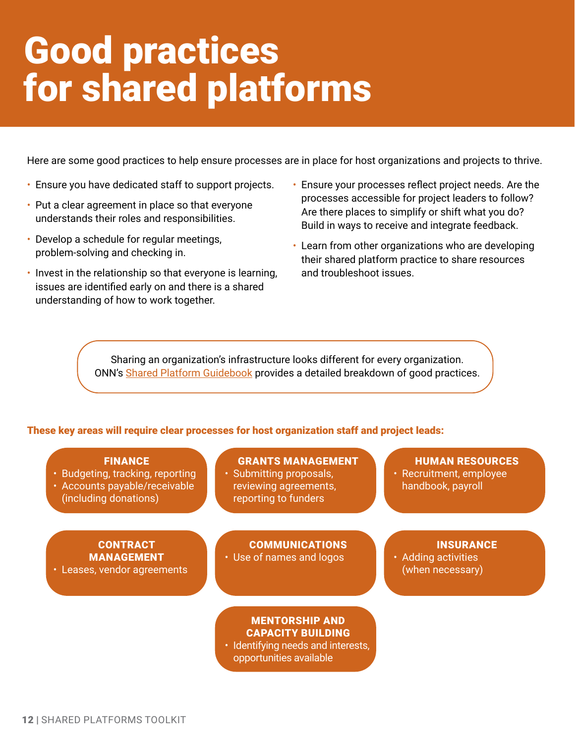# Good practices for shared platforms

Here are some good practices to help ensure processes are in place for host organizations and projects to thrive.

- Ensure you have dedicated staff to support projects.
- Put a clear agreement in place so that everyone understands their roles and responsibilities.
- Develop a schedule for regular meetings, problem-solving and checking in.
- Invest in the relationship so that everyone is learning, issues are identified early on and there is a shared understanding of how to work together.
- Ensure your processes reflect project needs. Are the processes accessible for project leaders to follow? Are there places to simplify or shift what you do? Build in ways to receive and integrate feedback.
- Learn from other organizations who are developing their shared platform practice to share resources and troubleshoot issues.

> Sharing an organization's infrastructure looks different for every organization. ONN's Shared Platform Guidebook provides a detailed breakdown of good practices.

**These key areas will require clear processes for host organization staff and project leads:**

**FINANCE**
- Budgeting, tracking, reporting
- Accounts payable/receivable (including donations)

**GRANTS MANAGEMENT**
- Submitting proposals, reviewing agreements, reporting to funders

**HUMAN RESOURCES**
- Recruitment, employee handbook, payroll

**CONTRACT MANAGEMENT**
- Leases, vendor agreements

**COMMUNICATIONS**
- Use of names and logos

**INSURANCE**
- Adding activities (when necessary)

**MENTORSHIP AND CAPACITY BUILDING**
- Identifying needs and interests, opportunities available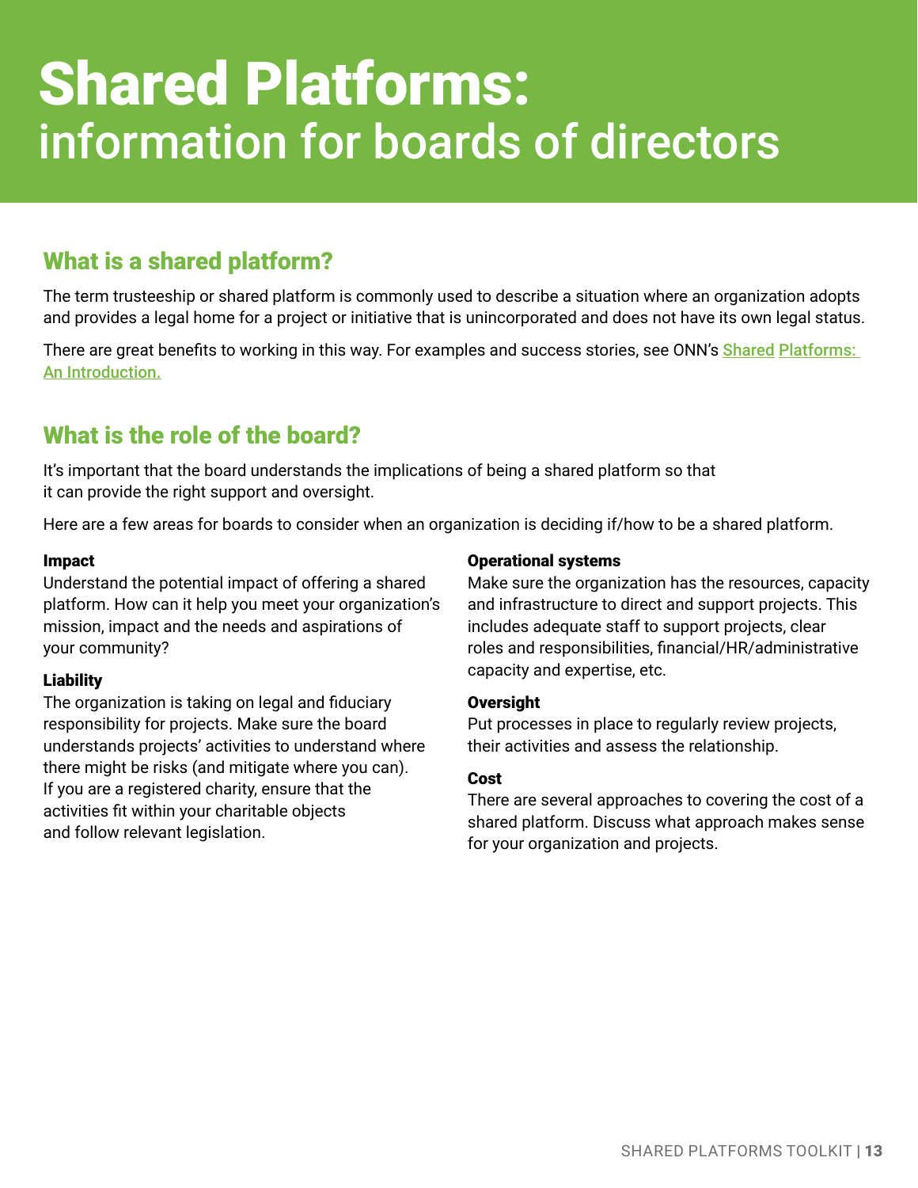# Shared Platforms: information for boards of directors

## What is a shared platform?

The term trusteeship or shared platform is commonly used to describe a situation where an organization adopts and provides a legal home for a project or initiative that is unincorporated and does not have its own legal status.

There are great benefits to working in this way. For examples and success stories, see ONN's [Shared Platforms: An Introduction.]

## What is the role of the board?

It's important that the board understands the implications of being a shared platform so that it can provide the right support and oversight.

Here are a few areas for boards to consider when an organization is deciding if/how to be a shared platform.

**Impact**
Understand the potential impact of offering a shared platform. How can it help you meet your organization's mission, impact and the needs and aspirations of your community?

**Liability**
The organization is taking on legal and fiduciary responsibility for projects. Make sure the board understands projects' activities to understand where there might be risks (and mitigate where you can). If you are a registered charity, ensure that the activities fit within your charitable objects and follow relevant legislation.

**Operational systems**
Make sure the organization has the resources, capacity and infrastructure to direct and support projects. This includes adequate staff to support projects, clear roles and responsibilities, financial/HR/administrative capacity and expertise, etc.

**Oversight**
Put processes in place to regularly review projects, their activities and assess the relationship.

**Cost**
There are several approaches to covering the cost of a shared platform. Discuss what approach makes sense for your organization and projects.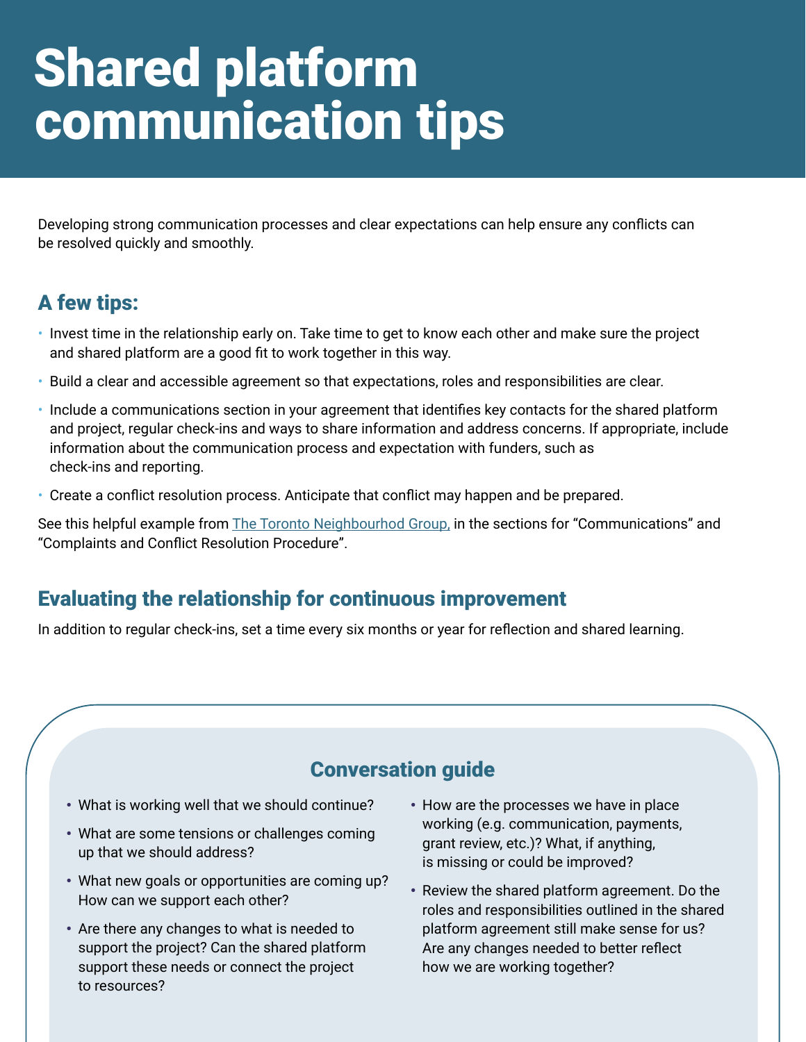# Shared platform communication tips

Developing strong communication processes and clear expectations can help ensure any conflicts can be resolved quickly and smoothly.

## A few tips:

- Invest time in the relationship early on. Take time to get to know each other and make sure the project and shared platform are a good fit to work together in this way.
- Build a clear and accessible agreement so that expectations, roles and responsibilities are clear.
- Include a communications section in your agreement that identifies key contacts for the shared platform and project, regular check-ins and ways to share information and address concerns. If appropriate, include information about the communication process and expectation with funders, such as check-ins and reporting.
- Create a conflict resolution process. Anticipate that conflict may happen and be prepared.

See this helpful example from The Toronto Neighbourhod Group, in the sections for "Communications" and "Complaints and Conflict Resolution Procedure".

## Evaluating the relationship for continuous improvement

In addition to regular check-ins, set a time every six months or year for reflection and shared learning.

### Conversation guide

- What is working well that we should continue?
- What are some tensions or challenges coming up that we should address?
- What new goals or opportunities are coming up? How can we support each other?
- Are there any changes to what is needed to support the project? Can the shared platform support these needs or connect the project to resources?
- How are the processes we have in place working (e.g. communication, payments, grant review, etc.)? What, if anything, is missing or could be improved?
- Review the shared platform agreement. Do the roles and responsibilities outlined in the shared platform agreement still make sense for us? Are any changes needed to better reflect how we are working together?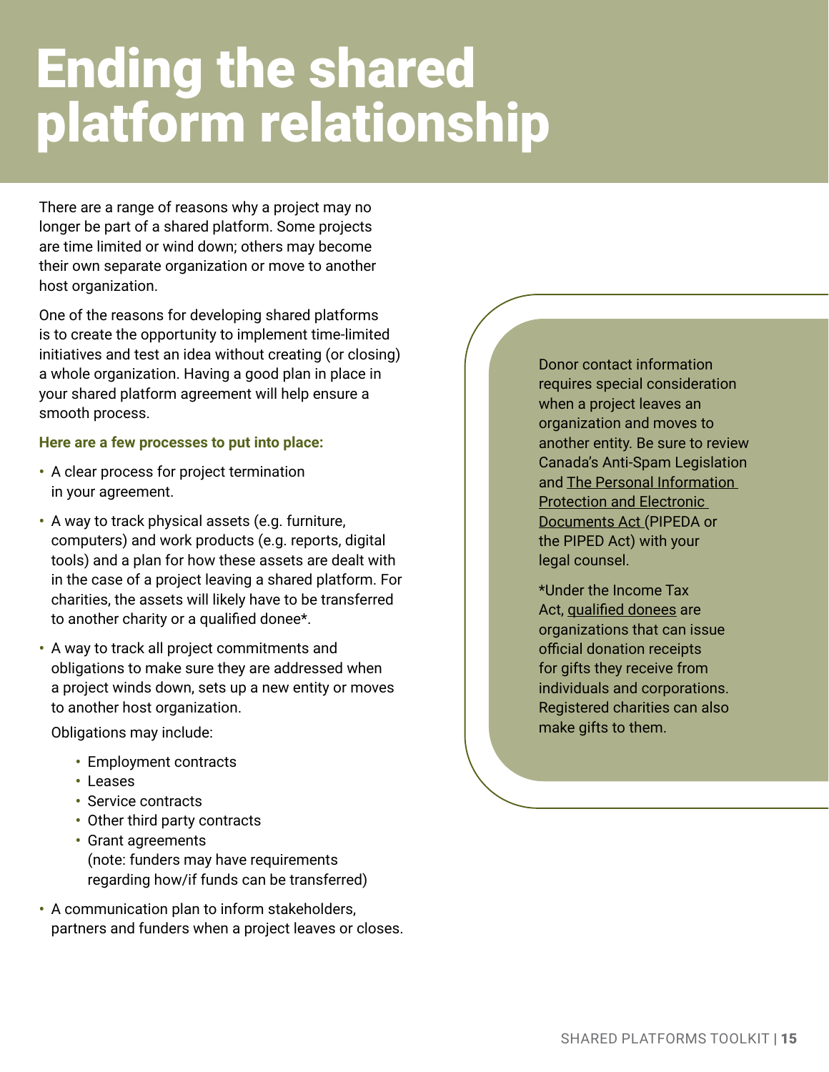# Ending the shared platform relationship

There are a range of reasons why a project may no longer be part of a shared platform. Some projects are time limited or wind down; others may become their own separate organization or move to another host organization.

One of the reasons for developing shared platforms is to create the opportunity to implement time-limited initiatives and test an idea without creating (or closing) a whole organization. Having a good plan in place in your shared platform agreement will help ensure a smooth process.

**Here are a few processes to put into place:**

- A clear process for project termination in your agreement.
- A way to track physical assets (e.g. furniture, computers) and work products (e.g. reports, digital tools) and a plan for how these assets are dealt with in the case of a project leaving a shared platform. For charities, the assets will likely have to be transferred to another charity or a qualified donee*.
- A way to track all project commitments and obligations to make sure they are addressed when a project winds down, sets up a new entity or moves to another host organization.

  Obligations may include:

  - Employment contracts
  - Leases
  - Service contracts
  - Other third party contracts
  - Grant agreements (note: funders may have requirements regarding how/if funds can be transferred)
- A communication plan to inform stakeholders, partners and funders when a project leaves or closes.

Donor contact information requires special consideration when a project leaves an organization and moves to another entity. Be sure to review Canada's Anti-Spam Legislation and The Personal Information Protection and Electronic Documents Act (PIPEDA or the PIPED Act) with your legal counsel.

*Under the Income Tax Act, qualified donees are organizations that can issue official donation receipts for gifts they receive from individuals and corporations. Registered charities can also make gifts to them.